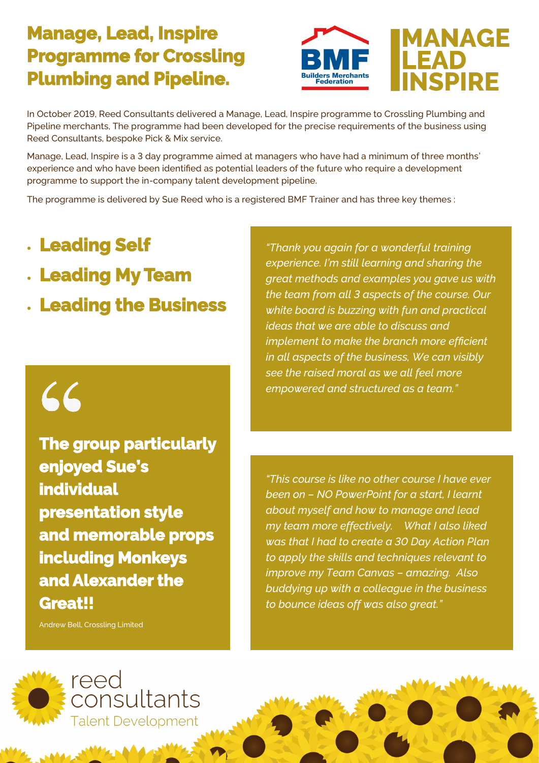# Manage, Lead, Inspire Programme for Crossling Plumbing and Pipeline.

BMF Builders Merchants Federation

MANAGE LEAD INSPIRE

In October 2019, Reed Consultants delivered a Manage, Lead, Inspire programme to Crossling Plumbing and Pipeline merchants, The programme had been developed for the precise requirements of the business using Reed Consultants, bespoke Pick & Mix service.

Manage, Lead, Inspire is a 3 day programme aimed at managers who have had a minimum of three months' experience and who have been identified as potential leaders of the future who require a development programme to support the in-company talent development pipeline.

The programme is delivered by Sue Reed who is a registered BMF Trainer and has three key themes :

- **Leading Self**
- **Leading My Team**
- **Leading the Business**

> **The group particularly enjoyed Sue's individual presentation style and memorable props including Monkeys and Alexander the Great!!**
>
> Andrew Bell, Crossling Limited

*"Thank you again for a wonderful training experience. I'm still learning and sharing the great methods and examples you gave us with the team from all 3 aspects of the course. Our white board is buzzing with fun and practical ideas that we are able to discuss and implement to make the branch more efficient in all aspects of the business, We can visibly see the raised moral as we all feel more empowered and structured as a team."*

*"This course is like no other course I have ever been on – NO PowerPoint for a start, I learnt about myself and how to manage and lead my team more effectively. What I also liked was that I had to create a 30 Day Action Plan to apply the skills and techniques relevant to improve my Team Canvas – amazing. Also buddying up with a colleague in the business to bounce ideas off was also great."*

reed consultants
Talent Development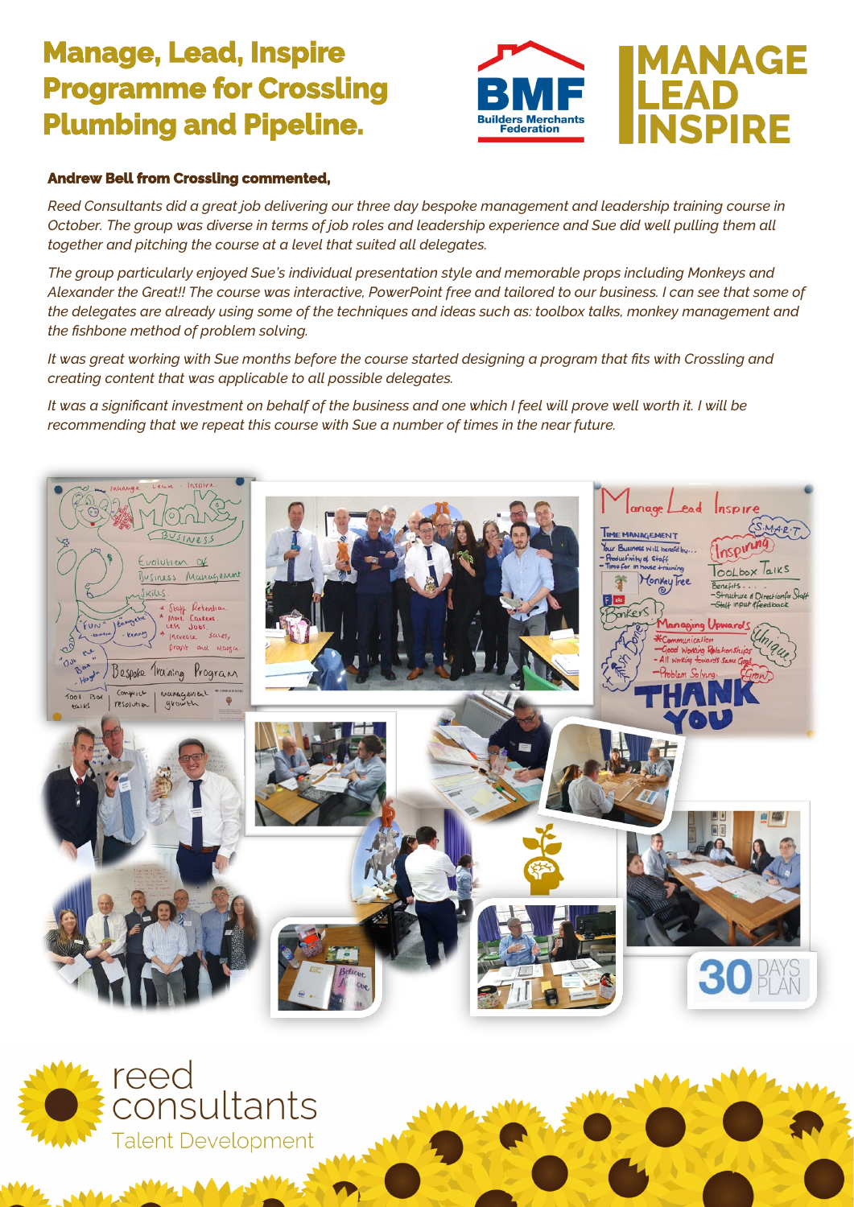# Manage, Lead, Inspire Programme for Crossling Plumbing and Pipeline.

**Andrew Bell from Crossling commented,**

*Reed Consultants did a great job delivering our three day bespoke management and leadership training course in October. The group was diverse in terms of job roles and leadership experience and Sue did well pulling them all together and pitching the course at a level that suited all delegates.*

*The group particularly enjoyed Sue's individual presentation style and memorable props including Monkeys and Alexander the Great!! The course was interactive, PowerPoint free and tailored to our business. I can see that some of the delegates are already using some of the techniques and ideas such as: toolbox talks, monkey management and the fishbone method of problem solving.*

*It was great working with Sue months before the course started designing a program that fits with Crossling and creating content that was applicable to all possible delegates.*

*It was a significant investment on behalf of the business and one which I feel will prove well worth it. I will be recommending that we repeat this course with Sue a number of times in the near future.*

reed consultants
Talent Development